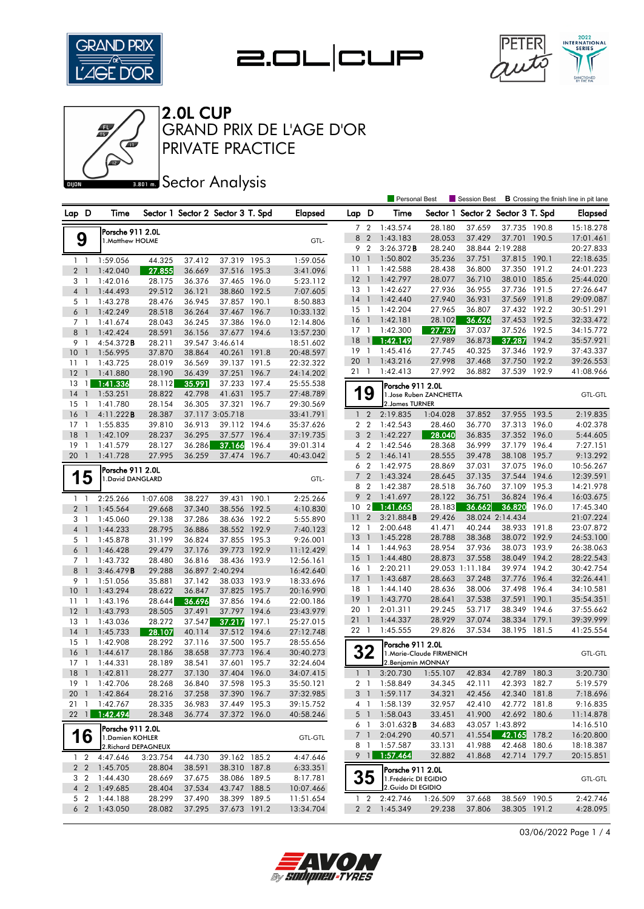# 2.0L CUP

## GRAND PRIX DE L'AGE D'OR

## PRIVATE PRACTICE

### Sector Analysis

Personal Best | Session Best | **B** Crossing the finish line in pit lane

**9** — Porsche 911 2.0L — 1.Matthew HOLME — GTL-

| Lap | D | Time | Sector 1 | Sector 2 | Sector 3 | T. Spd | Elapsed |
|---|---|---|---|---|---|---|---|
| 1 | 1 | 1:59.056 | 44.325 | 37.412 | 37.319 | 195.3 | 1:59.056 |
| 2 | 1 | 1:42.040 | 27.855 | 36.669 | 37.516 | 195.3 | 3:41.096 |
| 3 | 1 | 1:42.016 | 28.175 | 36.376 | 37.465 | 196.0 | 5:23.112 |
| 4 | 1 | 1:44.493 | 29.512 | 36.121 | 38.860 | 192.5 | 7:07.605 |
| 5 | 1 | 1:43.278 | 28.476 | 36.945 | 37.857 | 190.1 | 8:50.883 |
| 6 | 1 | 1:42.249 | 28.518 | 36.264 | 37.467 | 196.7 | 10:33.132 |
| 7 | 1 | 1:41.674 | 28.043 | 36.245 | 37.386 | 196.0 | 12:14.806 |
| 8 | 1 | 1:42.424 | 28.591 | 36.156 | 37.677 | 194.6 | 13:57.230 |
| 9 | 1 | 4:54.372B | 28.211 | 39.547 | 3:46.614 | | 18:51.602 |
| 10 | 1 | 1:56.995 | 37.870 | 38.864 | 40.261 | 191.8 | 20:48.597 |
| 11 | 1 | 1:43.725 | 28.019 | 36.569 | 39.137 | 191.5 | 22:32.322 |
| 12 | 1 | 1:41.880 | 28.190 | 36.439 | 37.251 | 196.7 | 24:14.202 |
| 13 | 1 | 1:41.336 | 28.112 | 35.991 | 37.233 | 197.4 | 25:55.538 |
| 14 | 1 | 1:53.251 | 28.822 | 42.798 | 41.631 | 195.7 | 27:48.789 |
| 15 | 1 | 1:41.780 | 28.154 | 36.305 | 37.321 | 196.7 | 29:30.569 |
| 16 | 1 | 4:11.222B | 28.387 | 37.117 | 3:05.718 | | 33:41.791 |
| 17 | 1 | 1:55.835 | 39.810 | 36.913 | 39.112 | 194.6 | 35:37.626 |
| 18 | 1 | 1:42.109 | 28.237 | 36.295 | 37.577 | 196.4 | 37:19.735 |
| 19 | 1 | 1:41.579 | 28.127 | 36.286 | 37.166 | 196.4 | 39:01.314 |
| 20 | 1 | 1:41.728 | 27.995 | 36.259 | 37.474 | 196.7 | 40:43.042 |

**15** — Porsche 911 2.0L — 1.David DANGLARD — GTL-

| Lap | D | Time | Sector 1 | Sector 2 | Sector 3 | T. Spd | Elapsed |
|---|---|---|---|---|---|---|---|
| 1 | 1 | 2:25.266 | 1:07.608 | 38.227 | 39.431 | 190.1 | 2:25.266 |
| 2 | 1 | 1:45.564 | 29.668 | 37.340 | 38.556 | 192.5 | 4:10.830 |
| 3 | 1 | 1:45.060 | 29.138 | 37.286 | 38.636 | 192.2 | 5:55.890 |
| 4 | 1 | 1:44.233 | 28.795 | 36.886 | 38.552 | 192.9 | 7:40.123 |
| 5 | 1 | 1:45.878 | 31.199 | 36.824 | 37.855 | 195.3 | 9:26.001 |
| 6 | 1 | 1:46.428 | 29.479 | 37.176 | 39.773 | 192.9 | 11:12.429 |
| 7 | 1 | 1:43.732 | 28.480 | 36.816 | 38.436 | 193.9 | 12:56.161 |
| 8 | 1 | 3:46.479B | 29.288 | 36.897 | 2:40.294 | | 16:42.640 |
| 9 | 1 | 1:51.056 | 35.881 | 37.142 | 38.033 | 193.9 | 18:33.696 |
| 10 | 1 | 1:43.294 | 28.622 | 36.847 | 37.825 | 195.7 | 20:16.990 |
| 11 | 1 | 1:43.196 | 28.644 | 36.696 | 37.856 | 194.6 | 22:00.186 |
| 12 | 1 | 1:43.793 | 28.505 | 37.491 | 37.797 | 194.6 | 23:43.979 |
| 13 | 1 | 1:43.036 | 28.272 | 37.547 | 37.217 | 197.1 | 25:27.015 |
| 14 | 1 | 1:45.733 | 28.107 | 40.114 | 37.512 | 194.6 | 27:12.748 |
| 15 | 1 | 1:42.908 | 28.292 | 37.116 | 37.500 | 195.7 | 28:55.656 |
| 16 | 1 | 1:44.617 | 28.186 | 38.658 | 37.773 | 196.4 | 30:40.273 |
| 17 | 1 | 1:44.331 | 28.189 | 38.541 | 37.601 | 195.7 | 32:24.604 |
| 18 | 1 | 1:42.811 | 28.277 | 37.130 | 37.404 | 196.0 | 34:07.415 |
| 19 | 1 | 1:42.706 | 28.268 | 36.840 | 37.598 | 195.3 | 35:50.121 |
| 20 | 1 | 1:42.864 | 28.216 | 37.258 | 37.390 | 196.7 | 37:32.985 |
| 21 | 1 | 1:42.767 | 28.335 | 36.983 | 37.449 | 195.3 | 39:15.752 |
| 22 | 1 | 1:42.494 | 28.348 | 36.774 | 37.372 | 196.0 | 40:58.246 |

**16** — Porsche 911 2.0L — 1.Damien KOHLER / 2.Richard DEPAGNEUX — GTL-GTL

| Lap | D | Time | Sector 1 | Sector 2 | Sector 3 | T. Spd | Elapsed |
|---|---|---|---|---|---|---|---|
| 1 | 2 | 4:47.646 | 3:23.754 | 44.730 | 39.162 | 185.2 | 4:47.646 |
| 2 | 2 | 1:45.705 | 28.804 | 38.591 | 38.310 | 187.8 | 6:33.351 |
| 3 | 2 | 1:44.430 | 28.669 | 37.675 | 38.086 | 189.5 | 8:17.781 |
| 4 | 2 | 1:49.685 | 28.404 | 37.534 | 43.747 | 188.5 | 10:07.466 |
| 5 | 2 | 1:44.188 | 28.299 | 37.490 | 38.399 | 189.5 | 11:51.654 |
| 6 | 2 | 1:43.050 | 28.082 | 37.295 | 37.673 | 191.2 | 13:34.704 |
| 7 | 2 | 1:43.574 | 28.180 | 37.659 | 37.735 | 190.8 | 15:18.278 |
| 8 | 2 | 1:43.183 | 28.053 | 37.429 | 37.701 | 190.5 | 17:01.461 |
| 9 | 2 | 3:26.372B | 28.240 | 38.844 | 2:19.288 | | 20:27.833 |
| 10 | 1 | 1:50.802 | 35.236 | 37.751 | 37.815 | 190.1 | 22:18.635 |
| 11 | 1 | 1:42.588 | 28.438 | 36.800 | 37.350 | 191.2 | 24:01.223 |
| 12 | 1 | 1:42.797 | 28.077 | 36.710 | 38.010 | 185.6 | 25:44.020 |
| 13 | 1 | 1:42.627 | 27.936 | 36.955 | 37.736 | 191.5 | 27:26.647 |
| 14 | 1 | 1:42.440 | 27.940 | 36.931 | 37.569 | 191.8 | 29:09.087 |
| 15 | 1 | 1:42.204 | 27.965 | 36.807 | 37.432 | 192.2 | 30:51.291 |
| 16 | 1 | 1:42.181 | 28.102 | 36.626 | 37.453 | 192.5 | 32:33.472 |
| 17 | 1 | 1:42.300 | 27.737 | 37.037 | 37.526 | 192.5 | 34:15.772 |
| 18 | 1 | 1:42.149 | 27.989 | 36.873 | 37.287 | 194.2 | 35:57.921 |
| 19 | 1 | 1:45.416 | 27.745 | 40.325 | 37.346 | 192.9 | 37:43.337 |
| 20 | 1 | 1:43.216 | 27.998 | 37.468 | 37.750 | 192.2 | 39:26.553 |
| 21 | 1 | 1:42.413 | 27.992 | 36.882 | 37.539 | 192.9 | 41:08.966 |

**19** — Porsche 911 2.0L — 1.Jose Ruben ZANCHETTA / 2.James TURNER — GTL-GTL

| Lap | D | Time | Sector 1 | Sector 2 | Sector 3 | T. Spd | Elapsed |
|---|---|---|---|---|---|---|---|
| 1 | 2 | 2:19.835 | 1:04.028 | 37.852 | 37.955 | 193.5 | 2:19.835 |
| 2 | 2 | 1:42.543 | 28.460 | 36.770 | 37.313 | 196.0 | 4:02.378 |
| 3 | 2 | 1:42.227 | 28.040 | 36.835 | 37.352 | 196.0 | 5:44.605 |
| 4 | 2 | 1:42.546 | 28.368 | 36.999 | 37.179 | 196.4 | 7:27.151 |
| 5 | 2 | 1:46.141 | 28.555 | 39.478 | 38.108 | 195.7 | 9:13.292 |
| 6 | 2 | 1:42.975 | 28.869 | 37.031 | 37.075 | 196.0 | 10:56.267 |
| 7 | 2 | 1:43.324 | 28.645 | 37.135 | 37.544 | 194.6 | 12:39.591 |
| 8 | 2 | 1:42.387 | 28.518 | 36.760 | 37.109 | 195.3 | 14:21.978 |
| 9 | 2 | 1:41.697 | 28.122 | 36.751 | 36.824 | 196.4 | 16:03.675 |
| 10 | 2 | 1:41.665 | 28.183 | 36.662 | 36.820 | 196.0 | 17:45.340 |
| 11 | 2 | 3:21.884B | 29.426 | 38.024 | 2:14.434 | | 21:07.224 |
| 12 | 1 | 2:00.648 | 41.471 | 40.244 | 38.933 | 191.8 | 23:07.872 |
| 13 | 1 | 1:45.228 | 28.788 | 38.368 | 38.072 | 192.9 | 24:53.100 |
| 14 | 1 | 1:44.963 | 28.954 | 37.936 | 38.073 | 193.9 | 26:38.063 |
| 15 | 1 | 1:44.480 | 28.873 | 37.558 | 38.049 | 194.2 | 28:22.543 |
| 16 | 1 | 2:20.211 | 29.053 | 1:11.184 | 39.974 | 194.2 | 30:42.754 |
| 17 | 1 | 1:43.687 | 28.663 | 37.248 | 37.776 | 196.4 | 32:26.441 |
| 18 | 1 | 1:44.140 | 28.636 | 38.006 | 37.498 | 196.4 | 34:10.581 |
| 19 | 1 | 1:43.770 | 28.641 | 37.538 | 37.591 | 190.1 | 35:54.351 |
| 20 | 1 | 2:01.311 | 29.245 | 53.717 | 38.349 | 194.6 | 37:55.662 |
| 21 | 1 | 1:44.337 | 28.929 | 37.074 | 38.334 | 179.1 | 39:39.999 |
| 22 | 1 | 1:45.555 | 29.826 | 37.534 | 38.195 | 181.5 | 41:25.554 |

**32** — Porsche 911 2.0L — 1.Marie-Claude FIRMENICH / 2.Benjamin MONNAY — GTL-GTL

| Lap | D | Time | Sector 1 | Sector 2 | Sector 3 | T. Spd | Elapsed |
|---|---|---|---|---|---|---|---|
| 1 | 1 | 3:20.730 | 1:55.107 | 42.834 | 42.789 | 180.3 | 3:20.730 |
| 2 | 1 | 1:58.849 | 34.345 | 42.111 | 42.393 | 182.7 | 5:19.579 |
| 3 | 1 | 1:59.117 | 34.321 | 42.456 | 42.340 | 181.8 | 7:18.696 |
| 4 | 1 | 1:58.139 | 32.957 | 42.410 | 42.772 | 181.8 | 9:16.835 |
| 5 | 1 | 1:58.043 | 33.451 | 41.900 | 42.692 | 180.6 | 11:14.878 |
| 6 | 1 | 3:01.632B | 34.683 | 43.057 | 1:43.892 | | 14:16.510 |
| 7 | 1 | 2:04.290 | 40.571 | 41.554 | 42.165 | 178.2 | 16:20.800 |
| 8 | 1 | 1:57.587 | 33.131 | 41.988 | 42.468 | 180.6 | 18:18.387 |
| 9 | 1 | 1:57.464 | 32.882 | 41.868 | 42.714 | 179.7 | 20:15.851 |

**35** — Porsche 911 2.0L — 1.Frédéric DI EGIDIO / 2.Guido DI EGIDIO — GTL-GTL

| Lap | D | Time | Sector 1 | Sector 2 | Sector 3 | T. Spd | Elapsed |
|---|---|---|---|---|---|---|---|
| 1 | 2 | 2:42.746 | 1:26.509 | 37.668 | 38.569 | 190.5 | 2:42.746 |
| 2 | 2 | 1:45.349 | 29.238 | 37.806 | 38.305 | 191.2 | 4:28.095 |

03/06/2022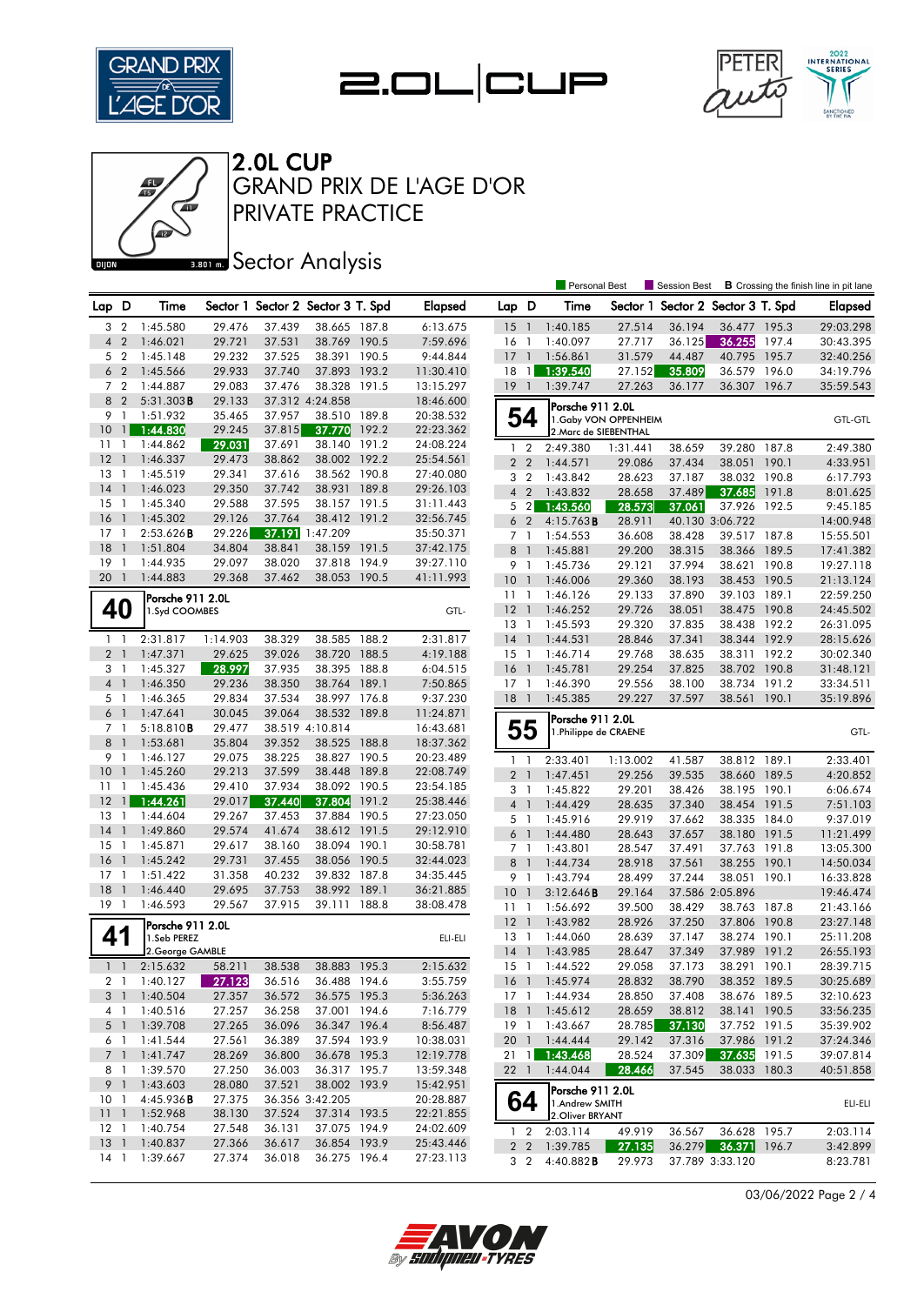# 2.0L CUP

## GRAND PRIX DE L'AGE D'OR

## PRIVATE PRACTICE

### Sector Analysis

DIJON 3.801 m.

Personal Best | Session Best | **B** Crossing the finish line in pit lane

| Lap | D | Time | Sector 1 | Sector 2 | Sector 3 | T. Spd | Elapsed |
|---|---|---|---|---|---|---|---|
| 3 | 2 | 1:45.580 | 29.476 | 37.439 | 38.665 | 187.8 | 6:13.675 |
| 4 | 2 | 1:46.021 | 29.721 | 37.531 | 38.769 | 190.5 | 7:59.696 |
| 5 | 2 | 1:45.148 | 29.232 | 37.525 | 38.391 | 190.5 | 9:44.844 |
| 6 | 2 | 1:45.566 | 29.933 | 37.740 | 37.893 | 193.2 | 11:30.410 |
| 7 | 2 | 1:44.887 | 29.083 | 37.476 | 38.328 | 191.5 | 13:15.297 |
| 8 | 2 | 5:31.303B | 29.133 | 37.312 | 4:24.858 | | 18:46.600 |
| 9 | 1 | 1:51.932 | 35.465 | 37.957 | 38.510 | 189.8 | 20:38.532 |
| 10 | 1 | 1:44.830 | 29.245 | 37.815 | 37.770 | 192.2 | 22:23.362 |
| 11 | 1 | 1:44.862 | 29.031 | 37.691 | 38.140 | 191.2 | 24:08.224 |
| 12 | 1 | 1:46.337 | 29.473 | 38.862 | 38.002 | 192.2 | 25:54.561 |
| 13 | 1 | 1:45.519 | 29.341 | 37.616 | 38.562 | 190.8 | 27:40.080 |
| 14 | 1 | 1:46.023 | 29.350 | 37.742 | 38.931 | 189.8 | 29:26.103 |
| 15 | 1 | 1:45.340 | 29.588 | 37.595 | 38.157 | 191.5 | 31:11.443 |
| 16 | 1 | 1:45.302 | 29.126 | 37.764 | 38.412 | 191.2 | 32:56.745 |
| 17 | 1 | 2:53.626B | 29.226 | 37.191 | 1:47.209 | | 35:50.371 |
| 18 | 1 | 1:51.804 | 34.804 | 38.841 | 38.159 | 191.5 | 37:42.175 |
| 19 | 1 | 1:44.935 | 29.097 | 38.020 | 37.818 | 194.3 | 39:27.110 |
| 20 | 1 | 1:44.883 | 29.368 | 37.462 | 38.053 | 190.5 | 41:11.993 |

**40** Porsche 911 2.0L — 1.Syd COOMBES — GTL-

| Lap | D | Time | Sector 1 | Sector 2 | Sector 3 | T. Spd | Elapsed |
|---|---|---|---|---|---|---|---|
| 1 | 1 | 2:31.817 | 1:14.903 | 38.329 | 38.585 | 188.2 | 2:31.817 |
| 2 | 1 | 1:47.371 | 29.625 | 39.026 | 38.720 | 188.5 | 4:19.188 |
| 3 | 1 | 1:45.327 | 28.997 | 37.935 | 38.395 | 188.8 | 6:04.515 |
| 4 | 1 | 1:46.350 | 29.236 | 38.350 | 38.764 | 189.1 | 7:50.865 |
| 5 | 1 | 1:46.365 | 29.834 | 37.534 | 38.997 | 176.8 | 9:37.230 |
| 6 | 1 | 1:47.641 | 30.045 | 39.064 | 38.532 | 189.8 | 11:24.871 |
| 7 | 1 | 5:18.810B | 29.477 | 38.519 | 4:10.814 | | 16:43.681 |
| 8 | 1 | 1:53.681 | 35.804 | 39.352 | 38.525 | 188.8 | 18:37.362 |
| 9 | 1 | 1:46.127 | 29.075 | 38.225 | 38.827 | 190.5 | 20:23.489 |
| 10 | 1 | 1:45.260 | 29.213 | 37.599 | 38.448 | 189.8 | 22:08.749 |
| 11 | 1 | 1:45.436 | 29.410 | 37.934 | 38.092 | 190.5 | 23:54.185 |
| 12 | 1 | 1:44.261 | 29.017 | 37.440 | 37.804 | 191.2 | 25:38.446 |
| 13 | 1 | 1:44.604 | 29.267 | 37.453 | 37.884 | 190.5 | 27:23.050 |
| 14 | 1 | 1:49.860 | 29.574 | 41.674 | 38.612 | 191.5 | 29:12.910 |
| 15 | 1 | 1:45.871 | 29.617 | 38.160 | 38.094 | 190.1 | 30:58.781 |
| 16 | 1 | 1:45.242 | 29.731 | 37.455 | 38.056 | 190.5 | 32:44.023 |
| 17 | 1 | 1:51.422 | 31.358 | 40.232 | 39.832 | 187.8 | 34:35.445 |
| 18 | 1 | 1:46.440 | 29.695 | 37.753 | 38.992 | 189.1 | 36:21.885 |
| 19 | 1 | 1:46.593 | 29.567 | 37.915 | 39.111 | 188.8 | 38:08.478 |

**41** Porsche 911 2.0L — 1.Seb PEREZ, 2.George GAMBLE — ELI-ELI

| Lap | D | Time | Sector 1 | Sector 2 | Sector 3 | T. Spd | Elapsed |
|---|---|---|---|---|---|---|---|
| 1 | 1 | 2:15.632 | 58.211 | 38.538 | 38.883 | 195.3 | 2:15.632 |
| 2 | 1 | 1:40.127 | 27.123 | 36.516 | 36.488 | 194.6 | 3:55.759 |
| 3 | 1 | 1:40.504 | 27.357 | 36.572 | 36.575 | 195.3 | 5:36.263 |
| 4 | 1 | 1:40.516 | 27.257 | 36.258 | 37.001 | 194.6 | 7:16.779 |
| 5 | 1 | 1:39.708 | 27.265 | 36.096 | 36.347 | 196.4 | 8:56.487 |
| 6 | 1 | 1:41.544 | 27.561 | 36.389 | 37.594 | 193.9 | 10:38.031 |
| 7 | 1 | 1:41.747 | 28.269 | 36.800 | 36.678 | 195.3 | 12:19.778 |
| 8 | 1 | 1:39.570 | 27.250 | 36.003 | 36.317 | 195.7 | 13:59.348 |
| 9 | 1 | 1:43.603 | 28.080 | 37.521 | 38.002 | 193.9 | 15:42.951 |
| 10 | 1 | 4:45.936B | 27.375 | 36.356 | 3:42.205 | | 20:28.887 |
| 11 | 1 | 1:52.968 | 38.130 | 37.524 | 37.314 | 193.5 | 22:21.855 |
| 12 | 1 | 1:40.754 | 27.548 | 36.131 | 37.075 | 194.9 | 24:02.609 |
| 13 | 1 | 1:40.837 | 27.366 | 36.617 | 36.854 | 193.9 | 25:43.446 |
| 14 | 1 | 1:39.667 | 27.374 | 36.018 | 36.275 | 196.4 | 27:23.113 |
| 15 | 1 | 1:40.185 | 27.514 | 36.194 | 36.477 | 195.3 | 29:03.298 |
| 16 | 1 | 1:40.097 | 27.717 | 36.125 | 36.255 | 197.4 | 30:43.395 |
| 17 | 1 | 1:56.861 | 31.579 | 44.487 | 40.795 | 195.7 | 32:40.256 |
| 18 | 1 | 1:39.540 | 27.152 | 35.809 | 36.579 | 196.0 | 34:19.796 |
| 19 | 1 | 1:39.747 | 27.263 | 36.177 | 36.307 | 196.7 | 35:59.543 |

**54** Porsche 911 2.0L — 1.Gaby VON OPPENHEIM, 2.Marc de SIEBENTHAL — GTL-GTL

| Lap | D | Time | Sector 1 | Sector 2 | Sector 3 | T. Spd | Elapsed |
|---|---|---|---|---|---|---|---|
| 1 | 2 | 2:49.380 | 1:31.441 | 38.659 | 39.280 | 187.8 | 2:49.380 |
| 2 | 2 | 1:44.571 | 29.086 | 37.434 | 38.051 | 190.1 | 4:33.951 |
| 3 | 2 | 1:43.842 | 28.623 | 37.187 | 38.032 | 190.8 | 6:17.793 |
| 4 | 2 | 1:43.832 | 28.658 | 37.489 | 37.685 | 191.8 | 8:01.625 |
| 5 | 2 | 1:43.560 | 28.573 | 37.061 | 37.926 | 192.5 | 9:45.185 |
| 6 | 2 | 4:15.763B | 28.911 | 40.130 | 3:06.722 | | 14:00.948 |
| 7 | 1 | 1:54.553 | 36.608 | 38.428 | 39.517 | 187.8 | 15:55.501 |
| 8 | 1 | 1:45.881 | 29.200 | 38.315 | 38.366 | 189.5 | 17:41.382 |
| 9 | 1 | 1:45.736 | 29.121 | 37.994 | 38.621 | 190.8 | 19:27.118 |
| 10 | 1 | 1:46.006 | 29.360 | 38.193 | 38.453 | 190.5 | 21:13.124 |
| 11 | 1 | 1:46.126 | 29.133 | 37.890 | 39.103 | 189.1 | 22:59.250 |
| 12 | 1 | 1:46.252 | 29.726 | 38.051 | 38.475 | 190.8 | 24:45.502 |
| 13 | 1 | 1:45.593 | 29.320 | 37.835 | 38.438 | 192.2 | 26:31.095 |
| 14 | 1 | 1:44.531 | 28.846 | 37.341 | 38.344 | 192.9 | 28:15.626 |
| 15 | 1 | 1:46.714 | 29.768 | 38.635 | 38.311 | 192.2 | 30:02.340 |
| 16 | 1 | 1:45.781 | 29.254 | 37.825 | 38.702 | 190.8 | 31:48.121 |
| 17 | 1 | 1:46.390 | 29.556 | 38.100 | 38.734 | 191.2 | 33:34.511 |
| 18 | 1 | 1:45.385 | 29.227 | 37.597 | 38.561 | 190.1 | 35:19.896 |

**55** Porsche 911 2.0L — 1.Philippe de CRAENE — GTL-

| Lap | D | Time | Sector 1 | Sector 2 | Sector 3 | T. Spd | Elapsed |
|---|---|---|---|---|---|---|---|
| 1 | 1 | 2:33.401 | 1:13.002 | 41.587 | 38.812 | 189.1 | 2:33.401 |
| 2 | 1 | 1:47.451 | 29.256 | 39.535 | 38.660 | 189.5 | 4:20.852 |
| 3 | 1 | 1:45.822 | 29.201 | 38.426 | 38.195 | 190.1 | 6:06.674 |
| 4 | 1 | 1:44.429 | 28.635 | 37.340 | 38.454 | 191.5 | 7:51.103 |
| 5 | 1 | 1:45.916 | 29.919 | 37.662 | 38.335 | 184.0 | 9:37.019 |
| 6 | 1 | 1:44.480 | 28.643 | 37.657 | 38.180 | 191.5 | 11:21.499 |
| 7 | 1 | 1:43.801 | 28.547 | 37.491 | 37.763 | 191.8 | 13:05.300 |
| 8 | 1 | 1:44.734 | 28.918 | 37.561 | 38.255 | 190.1 | 14:50.034 |
| 9 | 1 | 1:43.794 | 28.499 | 37.244 | 38.051 | 190.1 | 16:33.828 |
| 10 | 1 | 3:12.646B | 29.164 | 37.586 | 2:05.896 | | 19:46.474 |
| 11 | 1 | 1:56.692 | 39.500 | 38.429 | 38.763 | 187.8 | 21:43.166 |
| 12 | 1 | 1:43.982 | 28.926 | 37.250 | 37.806 | 190.8 | 23:27.148 |
| 13 | 1 | 1:44.060 | 28.639 | 37.147 | 38.274 | 190.1 | 25:11.208 |
| 14 | 1 | 1:43.985 | 28.647 | 37.349 | 37.989 | 191.2 | 26:55.193 |
| 15 | 1 | 1:44.522 | 29.058 | 37.173 | 38.291 | 190.1 | 28:39.715 |
| 16 | 1 | 1:45.974 | 28.832 | 38.790 | 38.352 | 189.5 | 30:25.689 |
| 17 | 1 | 1:44.934 | 28.850 | 37.408 | 38.676 | 189.5 | 32:10.623 |
| 18 | 1 | 1:45.612 | 28.659 | 38.812 | 38.141 | 190.5 | 33:56.235 |
| 19 | 1 | 1:43.667 | 28.785 | 37.130 | 37.752 | 191.5 | 35:39.902 |
| 20 | 1 | 1:44.444 | 29.142 | 37.316 | 37.986 | 191.2 | 37:24.346 |
| 21 | 1 | 1:43.468 | 28.524 | 37.309 | 37.635 | 191.5 | 39:07.814 |
| 22 | 1 | 1:44.044 | 28.466 | 37.545 | 38.033 | 180.3 | 40:51.858 |

**64** Porsche 911 2.0L — 1.Andrew SMITH, 2.Oliver BRYANT — ELI-ELI

| Lap | D | Time | Sector 1 | Sector 2 | Sector 3 | T. Spd | Elapsed |
|---|---|---|---|---|---|---|---|
| 1 | 2 | 2:03.114 | 49.919 | 36.567 | 36.628 | 195.7 | 2:03.114 |
| 2 | 2 | 1:39.785 | 27.135 | 36.279 | 36.371 | 196.7 | 3:42.899 |
| 3 | 2 | 4:40.882B | 29.973 | 37.789 | 3:33.120 | | 8:23.781 |

03/06/2022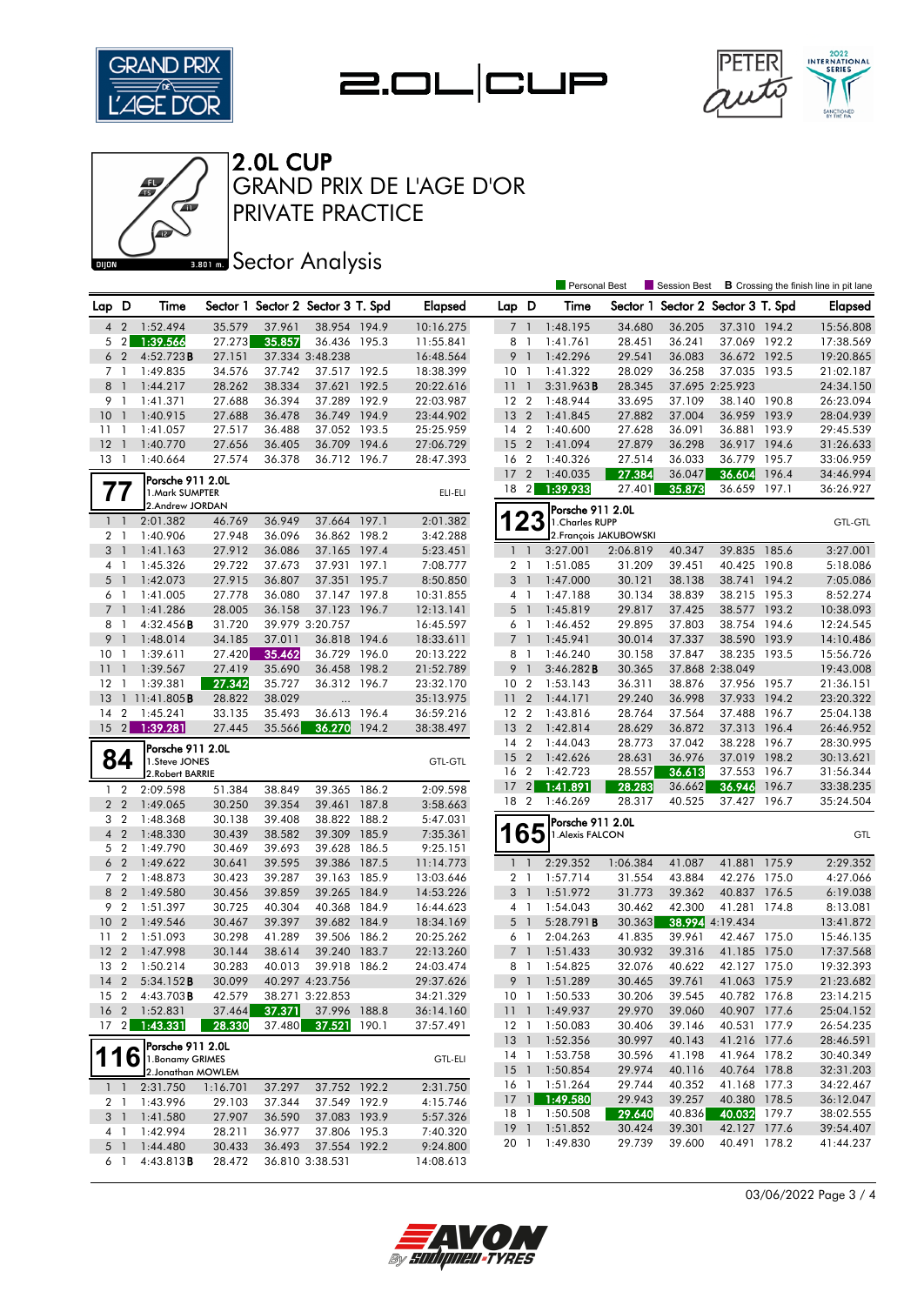# 2.0L CUP
## GRAND PRIX DE L'AGE D'OR
## PRIVATE PRACTICE
### Sector Analysis

Personal Best | Session Best | **B** Crossing the finish line in pit lane

(continued)

| Lap | D | Time | Sector 1 | Sector 2 | Sector 3 | T. Spd | Elapsed |
|---|---|---|---|---|---|---|---|
| 4 | 2 | 1:52.494 | 35.579 | 37.961 | 38.954 | 194.9 | 10:16.275 |
| 5 | 2 | 1:39.566 | 27.273 | 35.857 | 36.436 | 195.3 | 11:55.841 |
| 6 | 2 | 4:52.723**B** | 27.151 | 37.334 | 3:48.238 | | 16:48.564 |
| 7 | 1 | 1:49.835 | 34.576 | 37.742 | 37.517 | 192.5 | 18:38.399 |
| 8 | 1 | 1:44.217 | 28.262 | 38.334 | 37.621 | 192.5 | 20:22.616 |
| 9 | 1 | 1:41.371 | 27.688 | 36.394 | 37.289 | 192.9 | 22:03.987 |
| 10 | 1 | 1:40.915 | 27.688 | 36.478 | 36.749 | 194.9 | 23:44.902 |
| 11 | 1 | 1:41.057 | 27.517 | 36.488 | 37.052 | 193.5 | 25:25.959 |
| 12 | 1 | 1:40.770 | 27.656 | 36.405 | 36.709 | 194.6 | 27:06.729 |
| 13 | 1 | 1:40.664 | 27.574 | 36.378 | 36.712 | 196.7 | 28:47.393 |

**77** Porsche 911 2.0L — ELI-ELI
1.Mark SUMPTER
2.Andrew JORDAN

| Lap | D | Time | Sector 1 | Sector 2 | Sector 3 | T. Spd | Elapsed |
|---|---|---|---|---|---|---|---|
| 1 | 1 | 2:01.382 | 46.769 | 36.949 | 37.664 | 197.1 | 2:01.382 |
| 2 | 1 | 1:40.906 | 27.948 | 36.096 | 36.862 | 198.2 | 3:42.288 |
| 3 | 1 | 1:41.163 | 27.912 | 36.086 | 37.165 | 197.4 | 5:23.451 |
| 4 | 1 | 1:45.326 | 29.722 | 37.673 | 37.931 | 197.1 | 7:08.777 |
| 5 | 1 | 1:42.073 | 27.915 | 36.807 | 37.351 | 195.7 | 8:50.850 |
| 6 | 1 | 1:41.005 | 27.778 | 36.080 | 37.147 | 197.8 | 10:31.855 |
| 7 | 1 | 1:41.286 | 28.005 | 36.158 | 37.123 | 196.7 | 12:13.141 |
| 8 | 1 | 4:32.456**B** | 31.720 | 39.979 | 3:20.757 | | 16:45.597 |
| 9 | 1 | 1:48.014 | 34.185 | 37.011 | 36.818 | 194.6 | 18:33.611 |
| 10 | 1 | 1:39.611 | 27.420 | 35.462 | 36.729 | 196.0 | 20:13.222 |
| 11 | 1 | 1:39.567 | 27.419 | 35.690 | 36.458 | 198.2 | 21:52.789 |
| 12 | 1 | 1:39.381 | 27.342 | 35.727 | 36.312 | 196.7 | 23:32.170 |
| 13 | 1 | 11:41.805**B** | 28.822 | 38.029 | ... | | 35:13.975 |
| 14 | 2 | 1:45.241 | 33.135 | 35.493 | 36.613 | 196.4 | 36:59.216 |
| 15 | 2 | 1:39.281 | 27.445 | 35.566 | 36.270 | 194.2 | 38:38.497 |

**84** Porsche 911 2.0L — GTL-GTL
1.Steve JONES
2.Robert BARRIE

| Lap | D | Time | Sector 1 | Sector 2 | Sector 3 | T. Spd | Elapsed |
|---|---|---|---|---|---|---|---|
| 1 | 2 | 2:09.598 | 51.384 | 38.849 | 39.365 | 186.2 | 2:09.598 |
| 2 | 2 | 1:49.065 | 30.250 | 39.354 | 39.461 | 187.8 | 3:58.663 |
| 3 | 2 | 1:48.368 | 30.138 | 39.408 | 38.822 | 188.2 | 5:47.031 |
| 4 | 2 | 1:48.330 | 30.439 | 38.582 | 39.309 | 185.9 | 7:35.361 |
| 5 | 2 | 1:49.790 | 30.469 | 39.693 | 39.628 | 186.5 | 9:25.151 |
| 6 | 2 | 1:49.622 | 30.641 | 39.595 | 39.386 | 187.5 | 11:14.773 |
| 7 | 2 | 1:48.873 | 30.423 | 39.287 | 39.163 | 185.9 | 13:03.646 |
| 8 | 2 | 1:49.580 | 30.456 | 39.859 | 39.265 | 184.9 | 14:53.226 |
| 9 | 2 | 1:51.397 | 30.725 | 40.304 | 40.368 | 184.9 | 16:44.623 |
| 10 | 2 | 1:49.546 | 30.467 | 39.397 | 39.682 | 184.9 | 18:34.169 |
| 11 | 2 | 1:51.093 | 30.298 | 41.289 | 39.506 | 186.2 | 20:25.262 |
| 12 | 2 | 1:47.998 | 30.144 | 38.614 | 39.240 | 183.7 | 22:13.260 |
| 13 | 2 | 1:50.214 | 30.283 | 40.013 | 39.918 | 186.2 | 24:03.474 |
| 14 | 2 | 5:34.152**B** | 30.099 | 40.297 | 4:23.756 | | 29:37.626 |
| 15 | 2 | 4:43.703**B** | 42.579 | 38.271 | 3:22.853 | | 34:21.329 |
| 16 | 2 | 1:52.831 | 37.464 | 37.371 | 37.996 | 188.8 | 36:14.160 |
| 17 | 2 | 1:43.331 | 28.330 | 37.480 | 37.521 | 190.1 | 37:57.491 |

**116** Porsche 911 2.0L — GTL-ELI
1.Bonamy GRIMES
2.Jonathan MOWLEM

| Lap | D | Time | Sector 1 | Sector 2 | Sector 3 | T. Spd | Elapsed |
|---|---|---|---|---|---|---|---|
| 1 | 1 | 2:31.750 | 1:16.701 | 37.297 | 37.752 | 192.2 | 2:31.750 |
| 2 | 1 | 1:43.996 | 29.103 | 37.344 | 37.549 | 192.9 | 4:15.746 |
| 3 | 1 | 1:41.580 | 27.907 | 36.590 | 37.083 | 193.9 | 5:57.326 |
| 4 | 1 | 1:42.994 | 28.211 | 36.977 | 37.806 | 195.3 | 7:40.320 |
| 5 | 1 | 1:44.480 | 30.433 | 36.493 | 37.554 | 192.2 | 9:24.800 |
| 6 | 1 | 4:43.813**B** | 28.472 | 36.810 | 3:38.531 | | 14:08.613 |
| 7 | 1 | 1:48.195 | 34.680 | 36.205 | 37.310 | 194.2 | 15:56.808 |
| 8 | 1 | 1:41.761 | 28.451 | 36.241 | 37.069 | 192.2 | 17:38.569 |
| 9 | 1 | 1:42.296 | 29.541 | 36.083 | 36.672 | 192.5 | 19:20.865 |
| 10 | 1 | 1:41.322 | 28.029 | 36.258 | 37.035 | 193.5 | 21:02.187 |
| 11 | 1 | 3:31.963**B** | 28.345 | 37.695 | 2:25.923 | | 24:34.150 |
| 12 | 2 | 1:48.944 | 33.695 | 37.109 | 38.140 | 190.8 | 26:23.094 |
| 13 | 2 | 1:41.845 | 27.882 | 37.004 | 36.959 | 193.9 | 28:04.939 |
| 14 | 2 | 1:40.600 | 27.628 | 36.091 | 36.881 | 193.9 | 29:45.539 |
| 15 | 2 | 1:41.094 | 27.879 | 36.298 | 36.917 | 194.6 | 31:26.633 |
| 16 | 2 | 1:40.326 | 27.514 | 36.033 | 36.779 | 195.7 | 33:06.959 |
| 17 | 2 | 1:40.035 | 27.384 | 36.047 | 36.604 | 196.4 | 34:46.994 |
| 18 | 2 | 1:39.933 | 27.401 | 35.873 | 36.659 | 197.1 | 36:26.927 |

**123** Porsche 911 2.0L — GTL-GTL
1.Charles RUPP
2.François JAKUBOWSKI

| Lap | D | Time | Sector 1 | Sector 2 | Sector 3 | T. Spd | Elapsed |
|---|---|---|---|---|---|---|---|
| 1 | 1 | 3:27.001 | 2:06.819 | 40.347 | 39.835 | 185.6 | 3:27.001 |
| 2 | 1 | 1:51.085 | 31.209 | 39.451 | 40.425 | 190.8 | 5:18.086 |
| 3 | 1 | 1:47.000 | 30.121 | 38.138 | 38.741 | 194.2 | 7:05.086 |
| 4 | 1 | 1:47.188 | 30.134 | 38.839 | 38.215 | 195.3 | 8:52.274 |
| 5 | 1 | 1:45.819 | 29.817 | 37.425 | 38.577 | 193.2 | 10:38.093 |
| 6 | 1 | 1:46.452 | 29.895 | 37.803 | 38.754 | 194.6 | 12:24.545 |
| 7 | 1 | 1:45.941 | 30.014 | 37.337 | 38.590 | 193.9 | 14:10.486 |
| 8 | 1 | 1:46.240 | 30.158 | 37.847 | 38.235 | 193.5 | 15:56.726 |
| 9 | 1 | 3:46.282**B** | 30.365 | 37.868 | 2:38.049 | | 19:43.008 |
| 10 | 2 | 1:53.143 | 36.311 | 38.876 | 37.956 | 195.7 | 21:36.151 |
| 11 | 2 | 1:44.171 | 29.240 | 36.998 | 37.933 | 194.2 | 23:20.322 |
| 12 | 2 | 1:43.816 | 28.764 | 37.564 | 37.488 | 196.7 | 25:04.138 |
| 13 | 2 | 1:42.814 | 28.629 | 36.872 | 37.313 | 196.4 | 26:46.952 |
| 14 | 2 | 1:44.043 | 28.773 | 37.042 | 38.228 | 196.7 | 28:30.995 |
| 15 | 2 | 1:42.626 | 28.631 | 36.976 | 37.019 | 198.2 | 30:13.621 |
| 16 | 2 | 1:42.723 | 28.557 | 36.613 | 37.553 | 196.7 | 31:56.344 |
| 17 | 2 | 1:41.891 | 28.283 | 36.662 | 36.946 | 196.7 | 33:38.235 |
| 18 | 2 | 1:46.269 | 28.317 | 40.525 | 37.427 | 196.7 | 35:24.504 |

**165** Porsche 911 2.0L — GTL
1.Alexis FALCON

| Lap | D | Time | Sector 1 | Sector 2 | Sector 3 | T. Spd | Elapsed |
|---|---|---|---|---|---|---|---|
| 1 | 1 | 2:29.352 | 1:06.384 | 41.087 | 41.881 | 175.9 | 2:29.352 |
| 2 | 1 | 1:57.714 | 31.554 | 43.884 | 42.276 | 175.0 | 4:27.066 |
| 3 | 1 | 1:51.972 | 31.773 | 39.362 | 40.837 | 176.5 | 6:19.038 |
| 4 | 1 | 1:54.043 | 30.462 | 42.300 | 41.281 | 174.8 | 8:13.081 |
| 5 | 1 | 5:28.791**B** | 30.363 | 38.994 | 4:19.434 | | 13:41.872 |
| 6 | 1 | 2:04.263 | 41.835 | 39.961 | 42.467 | 175.0 | 15:46.135 |
| 7 | 1 | 1:51.433 | 30.932 | 39.316 | 41.185 | 175.0 | 17:37.568 |
| 8 | 1 | 1:54.825 | 32.076 | 40.622 | 42.127 | 175.0 | 19:32.393 |
| 9 | 1 | 1:51.289 | 30.465 | 39.761 | 41.063 | 175.9 | 21:23.682 |
| 10 | 1 | 1:50.533 | 30.206 | 39.545 | 40.782 | 176.8 | 23:14.215 |
| 11 | 1 | 1:49.937 | 29.970 | 39.060 | 40.907 | 177.6 | 25:04.152 |
| 12 | 1 | 1:50.083 | 30.406 | 39.146 | 40.531 | 177.9 | 26:54.235 |
| 13 | 1 | 1:52.356 | 30.997 | 40.143 | 41.216 | 177.6 | 28:46.591 |
| 14 | 1 | 1:53.758 | 30.596 | 41.198 | 41.964 | 178.2 | 30:40.349 |
| 15 | 1 | 1:50.854 | 29.974 | 40.116 | 40.764 | 178.8 | 32:31.203 |
| 16 | 1 | 1:51.264 | 29.744 | 40.352 | 41.168 | 177.3 | 34:22.467 |
| 17 | 1 | 1:49.580 | 29.943 | 39.257 | 40.380 | 178.5 | 36:12.047 |
| 18 | 1 | 1:50.508 | 29.640 | 40.836 | 40.032 | 179.7 | 38:02.555 |
| 19 | 1 | 1:51.852 | 30.424 | 39.301 | 42.127 | 177.6 | 39:54.407 |
| 20 | 1 | 1:49.830 | 29.739 | 39.600 | 40.491 | 178.2 | 41:44.237 |

03/06/2022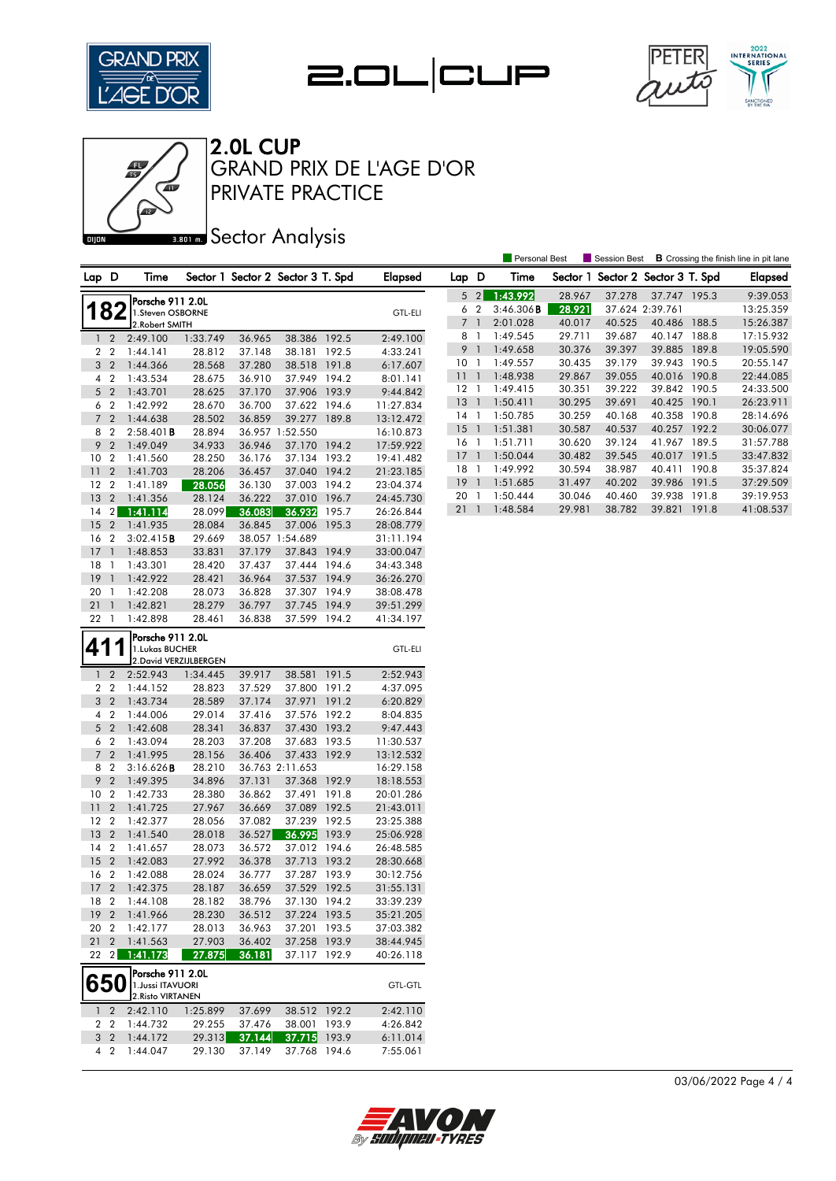# 2.0L CUP

## GRAND PRIX DE L'AGE D'OR

## PRIVATE PRACTICE

### Sector Analysis

Personal Best | Session Best | **B** Crossing the finish line in pit lane

**182** Porsche 911 2.0L — 1.Steven OSBORNE, 2.Robert SMITH — GTL-ELI

| Lap | D | Time | Sector 1 | Sector 2 | Sector 3 | T. Spd | Elapsed |
|---|---|---|---|---|---|---|---|
| 1 | 2 | 2:49.100 | 1:33.749 | 36.965 | 38.386 | 192.5 | 2:49.100 |
| 2 | 2 | 1:44.141 | 28.812 | 37.148 | 38.181 | 192.5 | 4:33.241 |
| 3 | 2 | 1:44.366 | 28.568 | 37.280 | 38.518 | 191.8 | 6:17.607 |
| 4 | 2 | 1:43.534 | 28.675 | 36.910 | 37.949 | 194.2 | 8:01.141 |
| 5 | 2 | 1:43.701 | 28.625 | 37.170 | 37.906 | 193.9 | 9:44.842 |
| 6 | 2 | 1:42.992 | 28.670 | 36.700 | 37.622 | 194.6 | 11:27.834 |
| 7 | 2 | 1:44.638 | 28.502 | 36.859 | 39.277 | 189.8 | 13:12.472 |
| 8 | 2 | 2:58.401**B** | 28.894 | 36.957 | 1:52.550 | | 16:10.873 |
| 9 | 2 | 1:49.049 | 34.933 | 36.946 | 37.170 | 194.2 | 17:59.922 |
| 10 | 2 | 1:41.560 | 28.250 | 36.176 | 37.134 | 193.2 | 19:41.482 |
| 11 | 2 | 1:41.703 | 28.206 | 36.457 | 37.040 | 194.2 | 21:23.185 |
| 12 | 2 | 1:41.189 | 28.056 | 36.130 | 37.003 | 194.2 | 23:04.374 |
| 13 | 2 | 1:41.356 | 28.124 | 36.222 | 37.010 | 196.7 | 24:45.730 |
| 14 | 2 | 1:41.114 | 28.099 | 36.083 | 36.932 | 195.7 | 26:26.844 |
| 15 | 2 | 1:41.935 | 28.084 | 36.845 | 37.006 | 195.3 | 28:08.779 |
| 16 | 2 | 3:02.415**B** | 29.669 | 38.057 | 1:54.689 | | 31:11.194 |
| 17 | 1 | 1:48.853 | 33.831 | 37.179 | 37.843 | 194.9 | 33:00.047 |
| 18 | 1 | 1:43.301 | 28.420 | 37.437 | 37.444 | 194.6 | 34:43.348 |
| 19 | 1 | 1:42.922 | 28.421 | 36.964 | 37.537 | 194.9 | 36:26.270 |
| 20 | 1 | 1:42.208 | 28.073 | 36.828 | 37.307 | 194.9 | 38:08.478 |
| 21 | 1 | 1:42.821 | 28.279 | 36.797 | 37.745 | 194.9 | 39:51.299 |
| 22 | 1 | 1:42.898 | 28.461 | 36.838 | 37.599 | 194.2 | 41:34.197 |

**411** Porsche 911 2.0L — 1.Lukas BUCHER, 2.David VERZIJLBERGEN — GTL-ELI

| Lap | D | Time | Sector 1 | Sector 2 | Sector 3 | T. Spd | Elapsed |
|---|---|---|---|---|---|---|---|
| 1 | 2 | 2:52.943 | 1:34.445 | 39.917 | 38.581 | 191.5 | 2:52.943 |
| 2 | 2 | 1:44.152 | 28.823 | 37.529 | 37.800 | 191.2 | 4:37.095 |
| 3 | 2 | 1:43.734 | 28.589 | 37.174 | 37.971 | 191.2 | 6:20.829 |
| 4 | 2 | 1:44.006 | 29.014 | 37.416 | 37.576 | 192.2 | 8:04.835 |
| 5 | 2 | 1:42.608 | 28.341 | 36.837 | 37.430 | 193.2 | 9:47.443 |
| 6 | 2 | 1:43.094 | 28.203 | 37.208 | 37.683 | 193.5 | 11:30.537 |
| 7 | 2 | 1:41.995 | 28.156 | 36.406 | 37.433 | 192.9 | 13:12.532 |
| 8 | 2 | 3:16.626**B** | 28.210 | 36.763 | 2:11.653 | | 16:29.158 |
| 9 | 2 | 1:49.395 | 34.896 | 37.131 | 37.368 | 192.9 | 18:18.553 |
| 10 | 2 | 1:42.733 | 28.380 | 36.862 | 37.491 | 191.8 | 20:01.286 |
| 11 | 2 | 1:41.725 | 27.967 | 36.669 | 37.089 | 192.5 | 21:43.011 |
| 12 | 2 | 1:42.377 | 28.056 | 37.082 | 37.239 | 192.5 | 23:25.388 |
| 13 | 2 | 1:41.540 | 28.018 | 36.527 | 36.995 | 193.9 | 25:06.928 |
| 14 | 2 | 1:41.657 | 28.073 | 36.572 | 37.012 | 194.6 | 26:48.585 |
| 15 | 2 | 1:42.083 | 27.992 | 36.378 | 37.713 | 193.2 | 28:30.668 |
| 16 | 2 | 1:42.088 | 28.024 | 36.777 | 37.287 | 193.9 | 30:12.756 |
| 17 | 2 | 1:42.375 | 28.187 | 36.659 | 37.529 | 192.5 | 31:55.131 |
| 18 | 2 | 1:44.108 | 28.182 | 38.796 | 37.130 | 194.2 | 33:39.239 |
| 19 | 2 | 1:41.966 | 28.230 | 36.512 | 37.224 | 193.5 | 35:21.205 |
| 20 | 2 | 1:42.177 | 28.013 | 36.963 | 37.201 | 193.5 | 37:03.382 |
| 21 | 2 | 1:41.563 | 27.903 | 36.402 | 37.258 | 193.9 | 38:44.945 |
| 22 | 2 | 1:41.173 | 27.875 | 36.181 | 37.117 | 192.9 | 40:26.118 |

**650** Porsche 911 2.0L — 1.Jussi ITAVUORI, 2.Risto VIRTANEN — GTL-GTL

| Lap | D | Time | Sector 1 | Sector 2 | Sector 3 | T. Spd | Elapsed |
|---|---|---|---|---|---|---|---|
| 1 | 2 | 2:42.110 | 1:25.899 | 37.699 | 38.512 | 192.2 | 2:42.110 |
| 2 | 2 | 1:44.732 | 29.255 | 37.476 | 38.001 | 193.9 | 4:26.842 |
| 3 | 2 | 1:44.172 | 29.313 | 37.144 | 37.715 | 193.9 | 6:11.014 |
| 4 | 2 | 1:44.047 | 29.130 | 37.149 | 37.768 | 194.6 | 7:55.061 |
| 5 | 2 | 1:43.992 | 28.967 | 37.278 | 37.747 | 195.3 | 9:39.053 |
| 6 | 2 | 3:46.306**B** | 28.921 | 37.624 | 2:39.761 | | 13:25.359 |
| 7 | 1 | 2:01.028 | 40.017 | 40.525 | 40.486 | 188.5 | 15:26.387 |
| 8 | 1 | 1:49.545 | 29.711 | 39.687 | 40.147 | 188.8 | 17:15.932 |
| 9 | 1 | 1:49.658 | 30.376 | 39.397 | 39.885 | 189.8 | 19:05.590 |
| 10 | 1 | 1:49.557 | 30.435 | 39.179 | 39.943 | 190.5 | 20:55.147 |
| 11 | 1 | 1:48.938 | 29.867 | 39.055 | 40.016 | 190.8 | 22:44.085 |
| 12 | 1 | 1:49.415 | 30.351 | 39.222 | 39.842 | 190.5 | 24:33.500 |
| 13 | 1 | 1:50.411 | 30.295 | 39.691 | 40.425 | 190.1 | 26:23.911 |
| 14 | 1 | 1:50.785 | 30.259 | 40.168 | 40.358 | 190.8 | 28:14.696 |
| 15 | 1 | 1:51.381 | 30.587 | 40.537 | 40.257 | 192.2 | 30:06.077 |
| 16 | 1 | 1:51.711 | 30.620 | 39.124 | 41.967 | 189.5 | 31:57.788 |
| 17 | 1 | 1:50.044 | 30.482 | 39.545 | 40.017 | 191.5 | 33:47.832 |
| 18 | 1 | 1:49.992 | 30.594 | 38.987 | 40.411 | 190.8 | 35:37.824 |
| 19 | 1 | 1:51.685 | 31.497 | 40.202 | 39.986 | 191.5 | 37:29.509 |
| 20 | 1 | 1:50.444 | 30.046 | 40.460 | 39.938 | 191.8 | 39:19.953 |
| 21 | 1 | 1:48.584 | 29.981 | 38.782 | 39.821 | 191.8 | 41:08.537 |

03/06/2022